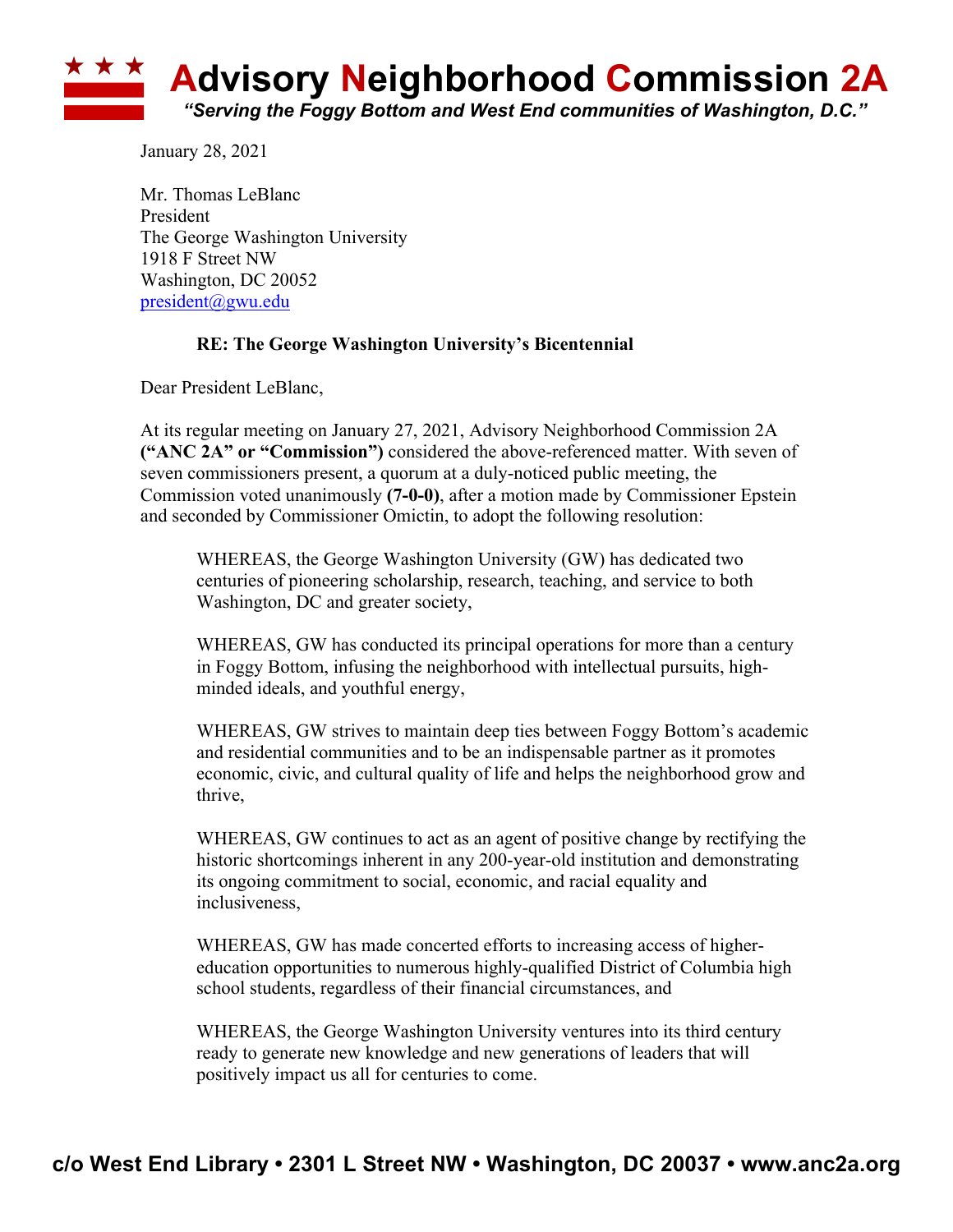# Advisory Neighborhood Commission 2A

*"Serving the Foggy Bottom and West End communities of Washington, D.C."*

January 28, 2021

Mr. Thomas LeBlanc
President
The George Washington University
1918 F Street NW
Washington, DC 20052
president@gwu.edu

**RE: The George Washington University's Bicentennial**

Dear President LeBlanc,

At its regular meeting on January 27, 2021, Advisory Neighborhood Commission 2A **("ANC 2A" or "Commission")** considered the above-referenced matter. With seven of seven commissioners present, a quorum at a duly-noticed public meeting, the Commission voted unanimously **(7-0-0)**, after a motion made by Commissioner Epstein and seconded by Commissioner Omictin, to adopt the following resolution:

> WHEREAS, the George Washington University (GW) has dedicated two centuries of pioneering scholarship, research, teaching, and service to both Washington, DC and greater society,
>
> WHEREAS, GW has conducted its principal operations for more than a century in Foggy Bottom, infusing the neighborhood with intellectual pursuits, high-minded ideals, and youthful energy,
>
> WHEREAS, GW strives to maintain deep ties between Foggy Bottom's academic and residential communities and to be an indispensable partner as it promotes economic, civic, and cultural quality of life and helps the neighborhood grow and thrive,
>
> WHEREAS, GW continues to act as an agent of positive change by rectifying the historic shortcomings inherent in any 200-year-old institution and demonstrating its ongoing commitment to social, economic, and racial equality and inclusiveness,
>
> WHEREAS, GW has made concerted efforts to increasing access of higher-education opportunities to numerous highly-qualified District of Columbia high school students, regardless of their financial circumstances, and
>
> WHEREAS, the George Washington University ventures into its third century ready to generate new knowledge and new generations of leaders that will positively impact us all for centuries to come.

c/o West End Library • 2301 L Street NW • Washington, DC 20037 • www.anc2a.org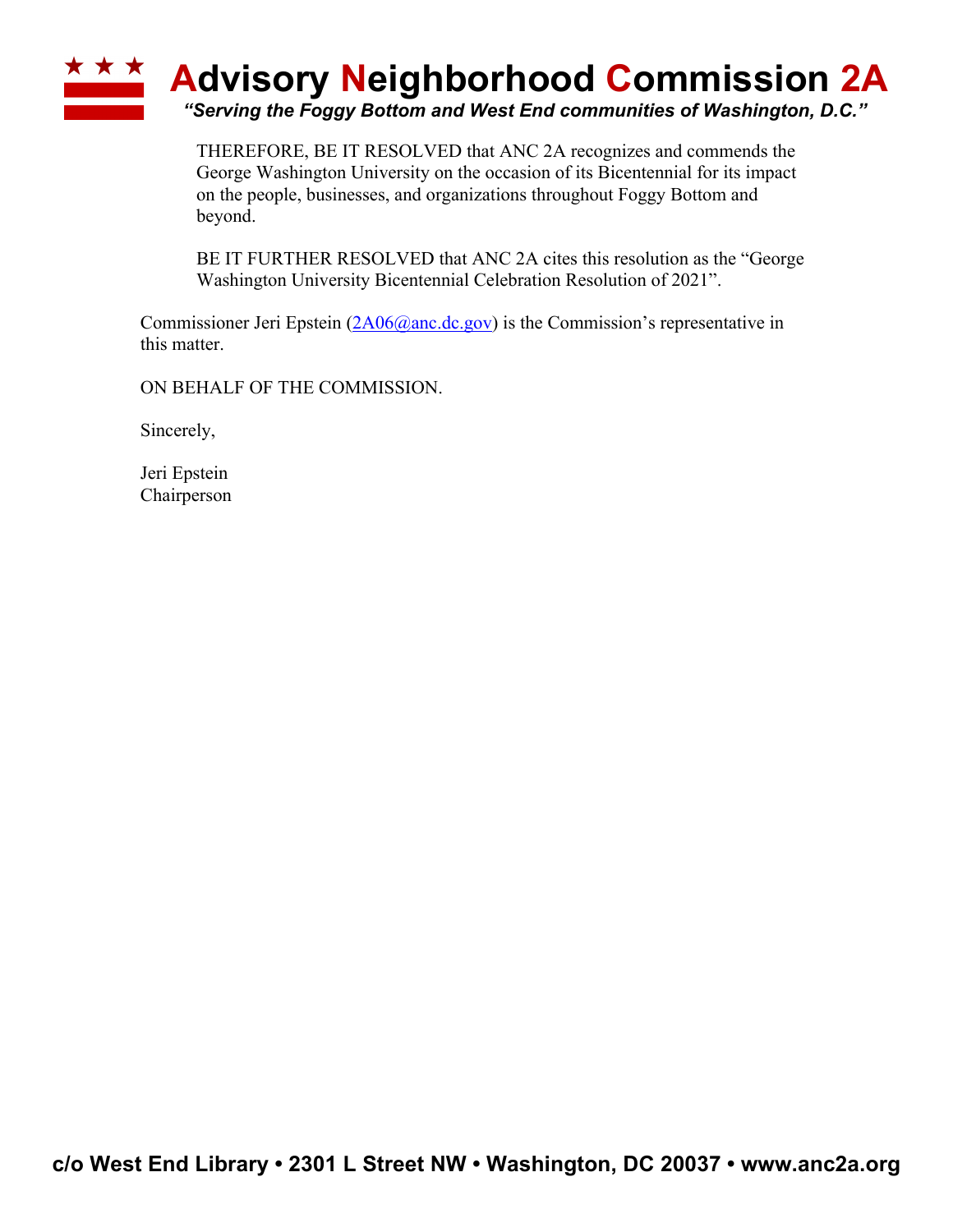THEREFORE, BE IT RESOLVED that ANC 2A recognizes and commends the George Washington University on the occasion of its Bicentennial for its impact on the people, businesses, and organizations throughout Foggy Bottom and beyond.

BE IT FURTHER RESOLVED that ANC 2A cites this resolution as the “George Washington University Bicentennial Celebration Resolution of 2021”.

Commissioner Jeri Epstein (2A06@anc.dc.gov) is the Commission’s representative in this matter.

ON BEHALF OF THE COMMISSION.

Sincerely,

Jeri Epstein
Chairperson